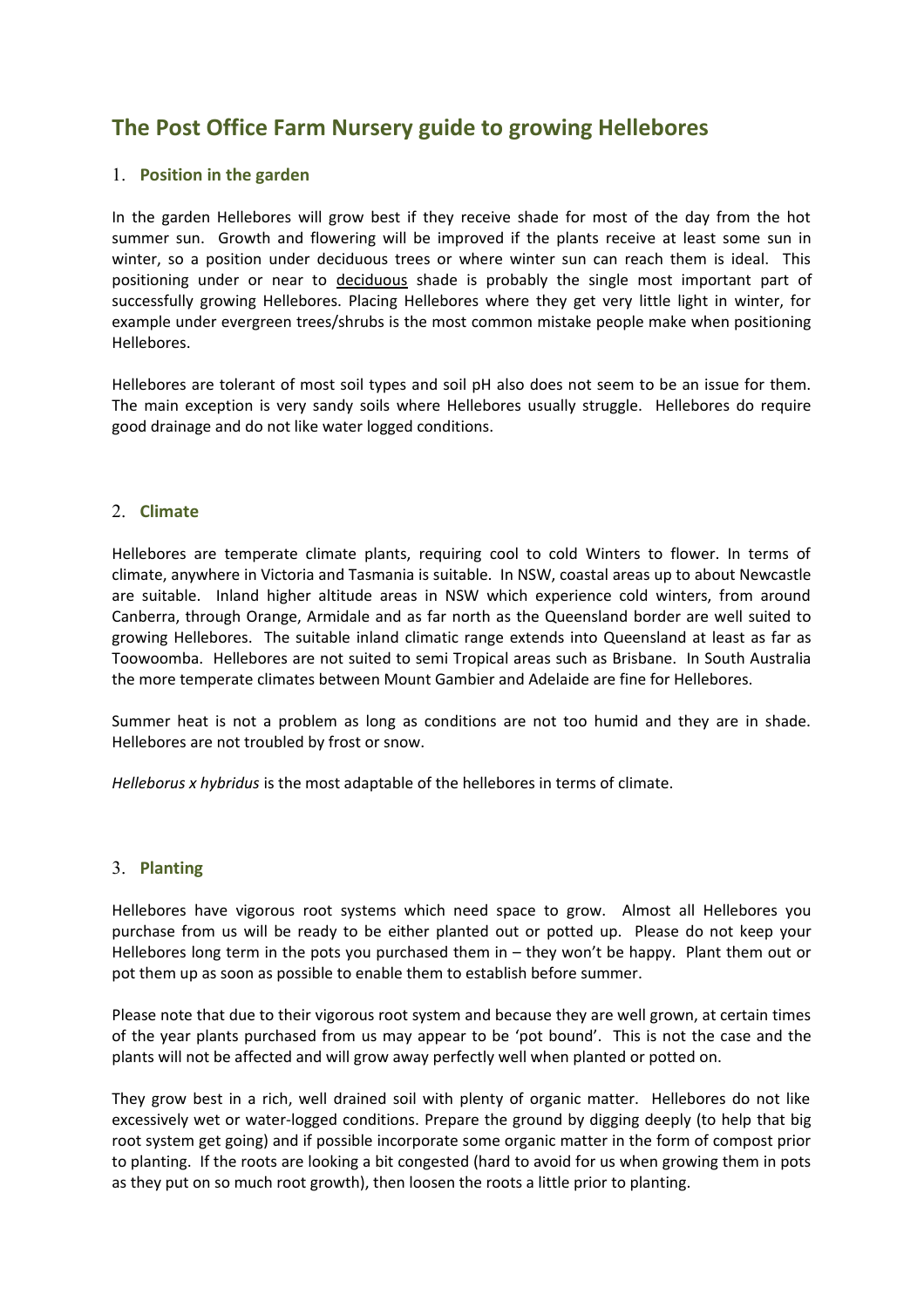# The Post Office Farm Nursery guide to growing Hellebores

## 1. Position in the garden

In the garden Hellebores will grow best if they receive shade for most of the day from the hot summer sun. Growth and flowering will be improved if the plants receive at least some sun in winter, so a position under deciduous trees or where winter sun can reach them is ideal. This positioning under or near to <u>deciduous</u> shade is probably the single most important part of successfully growing Hellebores. Placing Hellebores where they get very little light in winter, for example under evergreen trees/shrubs is the most common mistake people make when positioning Hellebores.

Hellebores are tolerant of most soil types and soil pH also does not seem to be an issue for them. The main exception is very sandy soils where Hellebores usually struggle. Hellebores do require good drainage and do not like water logged conditions.

## 2. Climate

Hellebores are temperate climate plants, requiring cool to cold Winters to flower. In terms of climate, anywhere in Victoria and Tasmania is suitable. In NSW, coastal areas up to about Newcastle are suitable. Inland higher altitude areas in NSW which experience cold winters, from around Canberra, through Orange, Armidale and as far north as the Queensland border are well suited to growing Hellebores. The suitable inland climatic range extends into Queensland at least as far as Toowoomba. Hellebores are not suited to semi Tropical areas such as Brisbane. In South Australia the more temperate climates between Mount Gambier and Adelaide are fine for Hellebores.

Summer heat is not a problem as long as conditions are not too humid and they are in shade. Hellebores are not troubled by frost or snow.

*Helleborus x hybridus* is the most adaptable of the hellebores in terms of climate.

## 3. Planting

Hellebores have vigorous root systems which need space to grow. Almost all Hellebores you purchase from us will be ready to be either planted out or potted up. Please do not keep your Hellebores long term in the pots you purchased them in – they won't be happy. Plant them out or pot them up as soon as possible to enable them to establish before summer.

Please note that due to their vigorous root system and because they are well grown, at certain times of the year plants purchased from us may appear to be 'pot bound'. This is not the case and the plants will not be affected and will grow away perfectly well when planted or potted on.

They grow best in a rich, well drained soil with plenty of organic matter. Hellebores do not like excessively wet or water-logged conditions. Prepare the ground by digging deeply (to help that big root system get going) and if possible incorporate some organic matter in the form of compost prior to planting. If the roots are looking a bit congested (hard to avoid for us when growing them in pots as they put on so much root growth), then loosen the roots a little prior to planting.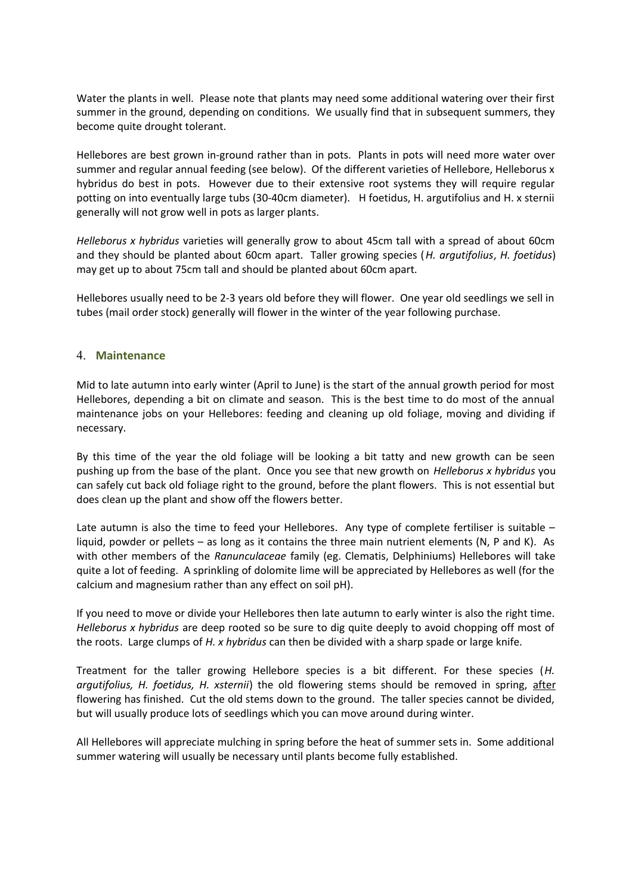Water the plants in well. Please note that plants may need some additional watering over their first summer in the ground, depending on conditions. We usually find that in subsequent summers, they become quite drought tolerant.

Hellebores are best grown in-ground rather than in pots. Plants in pots will need more water over summer and regular annual feeding (see below). Of the different varieties of Hellebore, Helleborus x hybridus do best in pots. However due to their extensive root systems they will require regular potting on into eventually large tubs (30-40cm diameter). H foetidus, H. argutifolius and H. x sternii generally will not grow well in pots as larger plants.

*Helleborus x hybridus* varieties will generally grow to about 45cm tall with a spread of about 60cm and they should be planted about 60cm apart. Taller growing species (*H. argutifolius*, *H. foetidus*) may get up to about 75cm tall and should be planted about 60cm apart.

Hellebores usually need to be 2-3 years old before they will flower. One year old seedlings we sell in tubes (mail order stock) generally will flower in the winter of the year following purchase.

## 4. Maintenance

Mid to late autumn into early winter (April to June) is the start of the annual growth period for most Hellebores, depending a bit on climate and season. This is the best time to do most of the annual maintenance jobs on your Hellebores: feeding and cleaning up old foliage, moving and dividing if necessary.

By this time of the year the old foliage will be looking a bit tatty and new growth can be seen pushing up from the base of the plant. Once you see that new growth on *Helleborus x hybridus* you can safely cut back old foliage right to the ground, before the plant flowers. This is not essential but does clean up the plant and show off the flowers better.

Late autumn is also the time to feed your Hellebores. Any type of complete fertiliser is suitable – liquid, powder or pellets – as long as it contains the three main nutrient elements (N, P and K). As with other members of the *Ranunculaceae* family (eg. Clematis, Delphiniums) Hellebores will take quite a lot of feeding. A sprinkling of dolomite lime will be appreciated by Hellebores as well (for the calcium and magnesium rather than any effect on soil pH).

If you need to move or divide your Hellebores then late autumn to early winter is also the right time. *Helleborus x hybridus* are deep rooted so be sure to dig quite deeply to avoid chopping off most of the roots. Large clumps of *H. x hybridus* can then be divided with a sharp spade or large knife.

Treatment for the taller growing Hellebore species is a bit different. For these species (*H. argutifolius, H. foetidus, H. xsternii*) the old flowering stems should be removed in spring, after flowering has finished. Cut the old stems down to the ground. The taller species cannot be divided, but will usually produce lots of seedlings which you can move around during winter.

All Hellebores will appreciate mulching in spring before the heat of summer sets in. Some additional summer watering will usually be necessary until plants become fully established.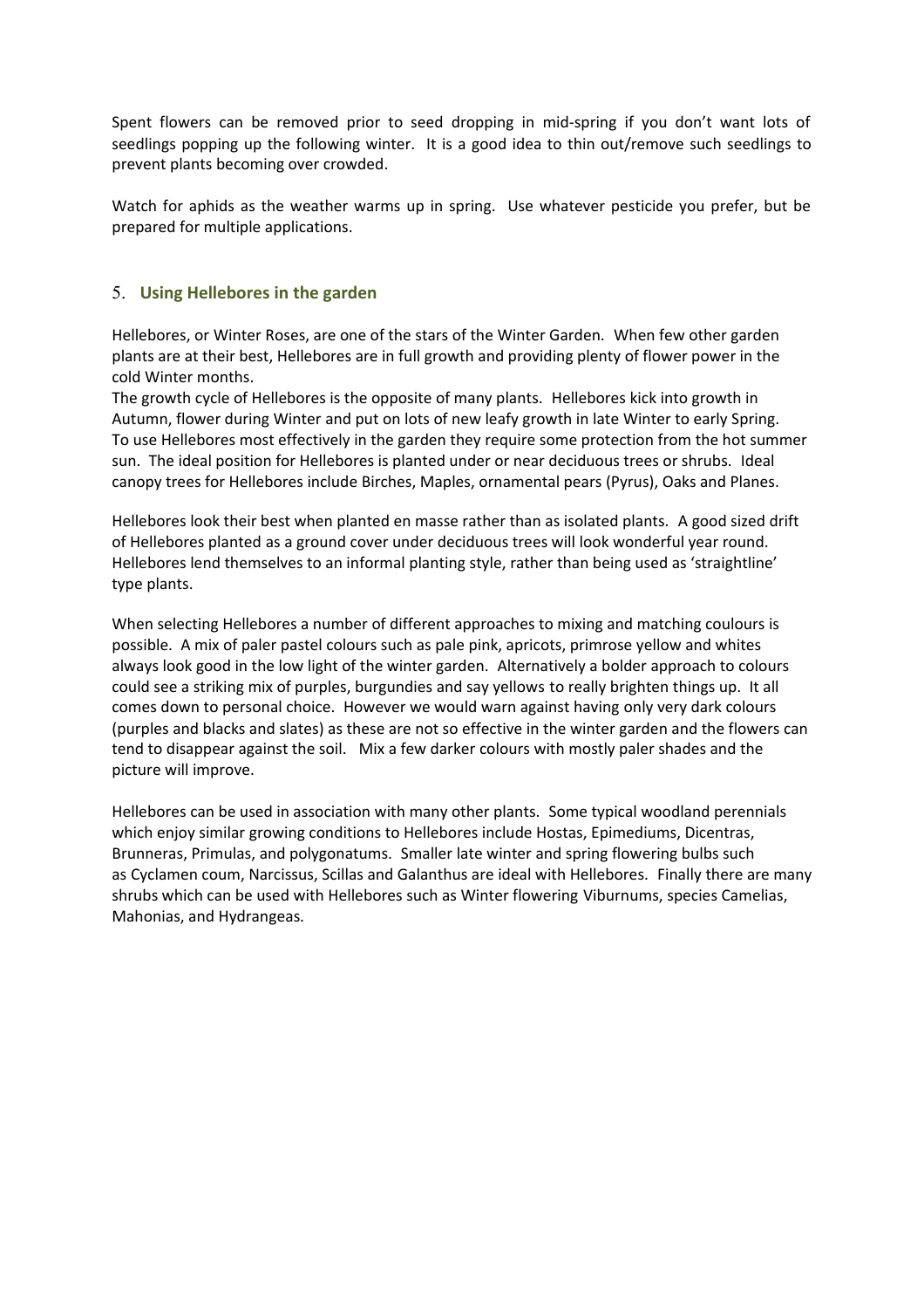Spent flowers can be removed prior to seed dropping in mid-spring if you don't want lots of seedlings popping up the following winter. It is a good idea to thin out/remove such seedlings to prevent plants becoming over crowded.

Watch for aphids as the weather warms up in spring. Use whatever pesticide you prefer, but be prepared for multiple applications.

## 5. Using Hellebores in the garden

Hellebores, or Winter Roses, are one of the stars of the Winter Garden. When few other garden plants are at their best, Hellebores are in full growth and providing plenty of flower power in the cold Winter months.
The growth cycle of Hellebores is the opposite of many plants. Hellebores kick into growth in Autumn, flower during Winter and put on lots of new leafy growth in late Winter to early Spring. To use Hellebores most effectively in the garden they require some protection from the hot summer sun. The ideal position for Hellebores is planted under or near deciduous trees or shrubs. Ideal canopy trees for Hellebores include Birches, Maples, ornamental pears (Pyrus), Oaks and Planes.

Hellebores look their best when planted en masse rather than as isolated plants. A good sized drift of Hellebores planted as a ground cover under deciduous trees will look wonderful year round. Hellebores lend themselves to an informal planting style, rather than being used as 'straightline' type plants.

When selecting Hellebores a number of different approaches to mixing and matching coulours is possible. A mix of paler pastel colours such as pale pink, apricots, primrose yellow and whites always look good in the low light of the winter garden. Alternatively a bolder approach to colours could see a striking mix of purples, burgundies and say yellows to really brighten things up. It all comes down to personal choice. However we would warn against having only very dark colours (purples and blacks and slates) as these are not so effective in the winter garden and the flowers can tend to disappear against the soil. Mix a few darker colours with mostly paler shades and the picture will improve.

Hellebores can be used in association with many other plants. Some typical woodland perennials which enjoy similar growing conditions to Hellebores include Hostas, Epimediums, Dicentras, Brunneras, Primulas, and polygonatums. Smaller late winter and spring flowering bulbs such as Cyclamen coum, Narcissus, Scillas and Galanthus are ideal with Hellebores. Finally there are many shrubs which can be used with Hellebores such as Winter flowering Viburnums, species Camelias, Mahonias, and Hydrangeas.